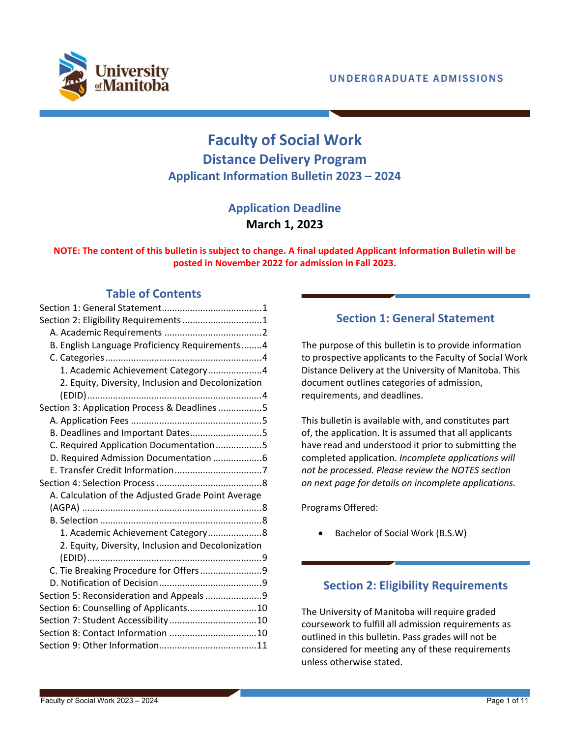UNDERGRADUATE ADMISSIONS

# Faculty of Social Work

## Distance Delivery Program

### Applicant Information Bulletin 2023 – 2024

**Application Deadline**

**March 1, 2023**

**NOTE: The content of this bulletin is subject to change. A final updated Applicant Information Bulletin will be posted in November 2022 for admission in Fall 2023.**

## Table of Contents

- Section 1: General Statement....................................1
- Section 2: Eligibility Requirements ...............................1
  - A. Academic Requirements .....................................2
  - B. English Language Proficiency Requirements........4
  - C. Categories ...........................................................4
    - 1. Academic Achievement Category.....................4
    - 2. Equity, Diversity, Inclusion and Decolonization (EDID)...................................................................4
- Section 3: Application Process & Deadlines .................5
  - A. Application Fees ..................................................5
  - B. Deadlines and Important Dates...........................5
  - C. Required Application Documentation..................5
  - D. Required Admission Documentation ..................6
  - E. Transfer Credit Information..................................7
- Section 4: Selection Process .........................................8
  - A. Calculation of the Adjusted Grade Point Average (AGPA) .....................................................................8
  - B. Selection ..............................................................8
    - 1. Academic Achievement Category.....................8
    - 2. Equity, Diversity, Inclusion and Decolonization (EDID)...................................................................9
  - C. Tie Breaking Procedure for Offers ........................9
  - D. Notification of Decision........................................9
- Section 5: Reconsideration and Appeals ......................9
- Section 6: Counselling of Applicants...........................10
- Section 7: Student Accessibility ..................................10
- Section 8: Contact Information ..................................10
- Section 9: Other Information......................................11

## Section 1: General Statement

The purpose of this bulletin is to provide information to prospective applicants to the Faculty of Social Work Distance Delivery at the University of Manitoba. This document outlines categories of admission, requirements, and deadlines.

This bulletin is available with, and constitutes part of, the application. It is assumed that all applicants have read and understood it prior to submitting the completed application. *Incomplete applications will not be processed. Please review the NOTES section on next page for details on incomplete applications.*

Programs Offered:

- Bachelor of Social Work (B.S.W)

## Section 2: Eligibility Requirements

The University of Manitoba will require graded coursework to fulfill all admission requirements as outlined in this bulletin. Pass grades will not be considered for meeting any of these requirements unless otherwise stated.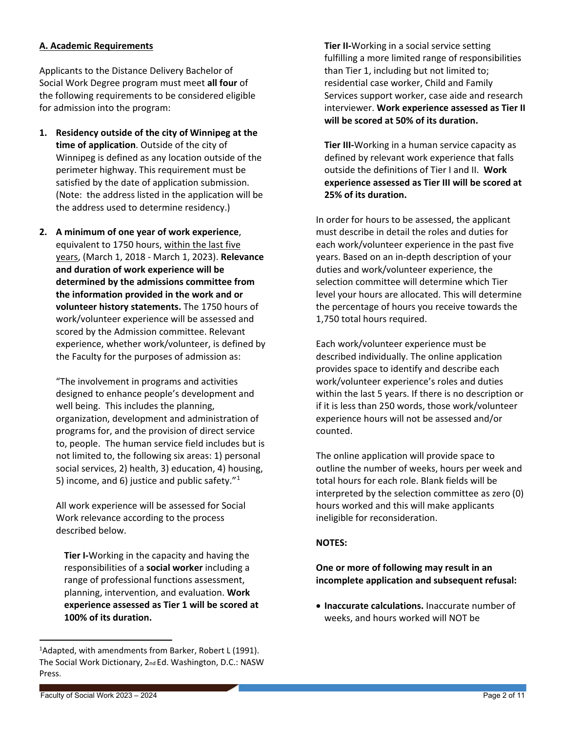## A. Academic Requirements

Applicants to the Distance Delivery Bachelor of Social Work Degree program must meet **all four** of the following requirements to be considered eligible for admission into the program:

1. **Residency outside of the city of Winnipeg at the time of application**. Outside of the city of Winnipeg is defined as any location outside of the perimeter highway. This requirement must be satisfied by the date of application submission. (Note: the address listed in the application will be the address used to determine residency.)

2. **A minimum of one year of work experience**, equivalent to 1750 hours, within the last five years, (March 1, 2018 - March 1, 2023). **Relevance and duration of work experience will be determined by the admissions committee from the information provided in the work and or volunteer history statements.** The 1750 hours of work/volunteer experience will be assessed and scored by the Admission committee. Relevant experience, whether work/volunteer, is defined by the Faculty for the purposes of admission as:

   "The involvement in programs and activities designed to enhance people's development and well being. This includes the planning, organization, development and administration of programs for, and the provision of direct service to, people. The human service field includes but is not limited to, the following six areas: 1) personal social services, 2) health, 3) education, 4) housing, 5) income, and 6) justice and public safety."[1]

   All work experience will be assessed for Social Work relevance according to the process described below.

   **Tier I-**Working in the capacity and having the responsibilities of a **social worker** including a range of professional functions assessment, planning, intervention, and evaluation. **Work experience assessed as Tier 1 will be scored at 100% of its duration.**

   **Tier II-**Working in a social service setting fulfilling a more limited range of responsibilities than Tier 1, including but not limited to; residential case worker, Child and Family Services support worker, case aide and research interviewer. **Work experience assessed as Tier II will be scored at 50% of its duration.**

   **Tier III-**Working in a human service capacity as defined by relevant work experience that falls outside the definitions of Tier I and II. **Work experience assessed as Tier III will be scored at 25% of its duration.**

In order for hours to be assessed, the applicant must describe in detail the roles and duties for each work/volunteer experience in the past five years. Based on an in-depth description of your duties and work/volunteer experience, the selection committee will determine which Tier level your hours are allocated. This will determine the percentage of hours you receive towards the 1,750 total hours required.

Each work/volunteer experience must be described individually. The online application provides space to identify and describe each work/volunteer experience's roles and duties within the last 5 years. If there is no description or if it is less than 250 words, those work/volunteer experience hours will not be assessed and/or counted.

The online application will provide space to outline the number of weeks, hours per week and total hours for each role. Blank fields will be interpreted by the selection committee as zero (0) hours worked and this will make applicants ineligible for reconsideration.

**NOTES:**

**One or more of following may result in an incomplete application and subsequent refusal:**

- **Inaccurate calculations.** Inaccurate number of weeks, and hours worked will NOT be

---

[1] Adapted, with amendments from Barker, Robert L (1991). The Social Work Dictionary, 2nd Ed. Washington, D.C.: NASW Press.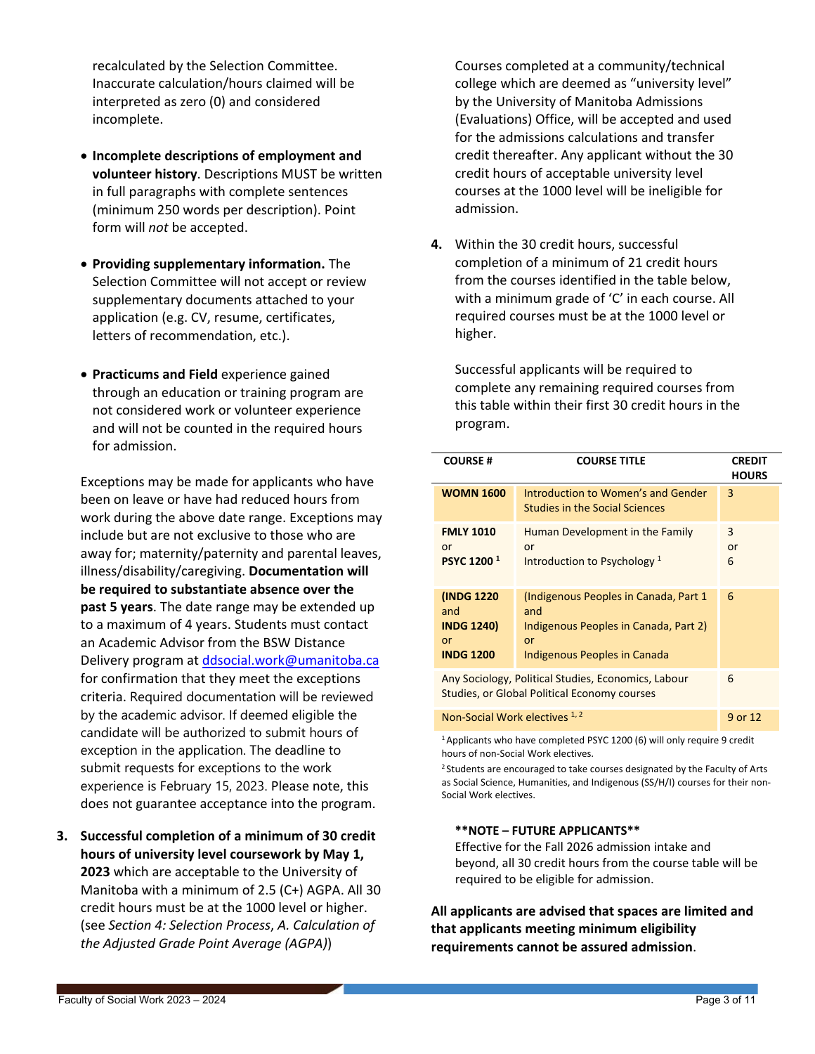recalculated by the Selection Committee. Inaccurate calculation/hours claimed will be interpreted as zero (0) and considered incomplete.

- **Incomplete descriptions of employment and volunteer history**. Descriptions MUST be written in full paragraphs with complete sentences (minimum 250 words per description). Point form will *not* be accepted.
- **Providing supplementary information.** The Selection Committee will not accept or review supplementary documents attached to your application (e.g. CV, resume, certificates, letters of recommendation, etc.).
- **Practicums and Field** experience gained through an education or training program are not considered work or volunteer experience and will not be counted in the required hours for admission.

Exceptions may be made for applicants who have been on leave or have had reduced hours from work during the above date range. Exceptions may include but are not exclusive to those who are away for; maternity/paternity and parental leaves, illness/disability/caregiving. **Documentation will be required to substantiate absence over the past 5 years**. The date range may be extended up to a maximum of 4 years. Students must contact an Academic Advisor from the BSW Distance Delivery program at ddsocial.work@umanitoba.ca for confirmation that they meet the exceptions criteria. Required documentation will be reviewed by the academic advisor. If deemed eligible the candidate will be authorized to submit hours of exception in the application. The deadline to submit requests for exceptions to the work experience is February 15, 2023. Please note, this does not guarantee acceptance into the program.

3. **Successful completion of a minimum of 30 credit hours of university level coursework by May 1, 2023** which are acceptable to the University of Manitoba with a minimum of 2.5 (C+) AGPA. All 30 credit hours must be at the 1000 level or higher. (see *Section 4: Selection Process*, *A. Calculation of the Adjusted Grade Point Average (AGPA)*)

   Courses completed at a community/technical college which are deemed as "university level" by the University of Manitoba Admissions (Evaluations) Office, will be accepted and used for the admissions calculations and transfer credit thereafter. Any applicant without the 30 credit hours of acceptable university level courses at the 1000 level will be ineligible for admission.

4. Within the 30 credit hours, successful completion of a minimum of 21 credit hours from the courses identified in the table below, with a minimum grade of 'C' in each course. All required courses must be at the 1000 level or higher.

   Successful applicants will be required to complete any remaining required courses from this table within their first 30 credit hours in the program.

| COURSE # | COURSE TITLE | CREDIT HOURS |
|---|---|---|
| **WOMN 1600** | Introduction to Women's and Gender Studies in the Social Sciences | 3 |
| **FMLY 1010** or **PSYC 1200** [1] | Human Development in the Family or Introduction to Psychology [1] | 3 or 6 |
| **(INDG 1220** and **INDG 1240)** or **INDG 1200** | (Indigenous Peoples in Canada, Part 1 and Indigenous Peoples in Canada, Part 2) or Indigenous Peoples in Canada | 6 |
| Any Sociology, Political Studies, Economics, Labour Studies, or Global Political Economy courses | | 6 |
| Non-Social Work electives [1, 2] | | 9 or 12 |

[1] Applicants who have completed PSYC 1200 (6) will only require 9 credit hours of non-Social Work electives.

[2] Students are encouraged to take courses designated by the Faculty of Arts as Social Science, Humanities, and Indigenous (SS/H/I) courses for their non-Social Work electives.

**\*\*NOTE – FUTURE APPLICANTS\*\***
Effective for the Fall 2026 admission intake and beyond, all 30 credit hours from the course table will be required to be eligible for admission.

**All applicants are advised that spaces are limited and that applicants meeting minimum eligibility requirements cannot be assured admission**.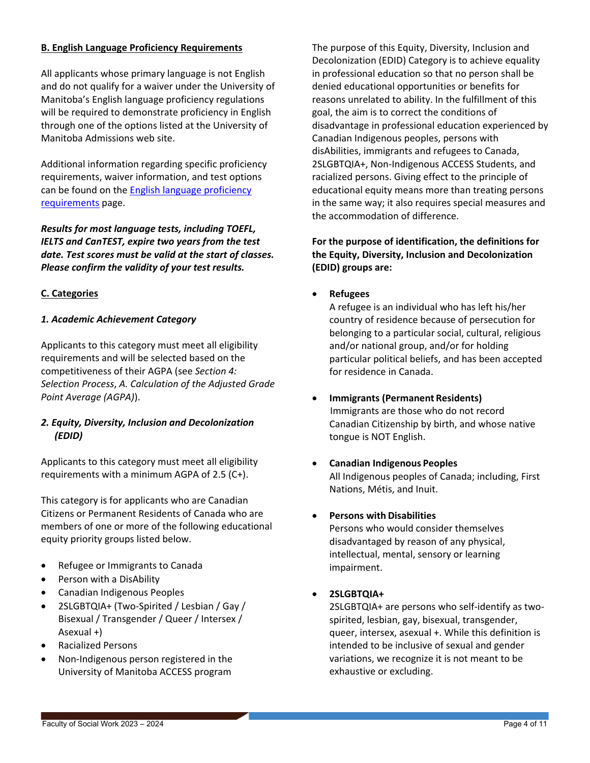**B. English Language Proficiency Requirements**

All applicants whose primary language is not English and do not qualify for a waiver under the University of Manitoba's English language proficiency regulations will be required to demonstrate proficiency in English through one of the options listed at the University of Manitoba Admissions web site.

Additional information regarding specific proficiency requirements, waiver information, and test options can be found on the English language proficiency requirements page.

***Results for most language tests, including TOEFL, IELTS and CanTEST, expire two years from the test date. Test scores must be valid at the start of classes. Please confirm the validity of your test results.***

**C. Categories**

***1. Academic Achievement Category***

Applicants to this category must meet all eligibility requirements and will be selected based on the competitiveness of their AGPA (see *Section 4: Selection Process*, *A. Calculation of the Adjusted Grade Point Average (AGPA)*).

***2. Equity, Diversity, Inclusion and Decolonization (EDID)***

Applicants to this category must meet all eligibility requirements with a minimum AGPA of 2.5 (C+).

This category is for applicants who are Canadian Citizens or Permanent Residents of Canada who are members of one or more of the following educational equity priority groups listed below.

- Refugee or Immigrants to Canada
- Person with a DisAbility
- Canadian Indigenous Peoples
- 2SLGBTQIA+ (Two-Spirited / Lesbian / Gay / Bisexual / Transgender / Queer / Intersex / Asexual +)
- Racialized Persons
- Non-Indigenous person registered in the University of Manitoba ACCESS program

The purpose of this Equity, Diversity, Inclusion and Decolonization (EDID) Category is to achieve equality in professional education so that no person shall be denied educational opportunities or benefits for reasons unrelated to ability. In the fulfillment of this goal, the aim is to correct the conditions of disadvantage in professional education experienced by Canadian Indigenous peoples, persons with disAbilities, immigrants and refugees to Canada, 2SLGBTQIA+, Non-Indigenous ACCESS Students, and racialized persons. Giving effect to the principle of educational equity means more than treating persons in the same way; it also requires special measures and the accommodation of difference.

**For the purpose of identification, the definitions for the Equity, Diversity, Inclusion and Decolonization (EDID) groups are:**

- **Refugees**
  A refugee is an individual who has left his/her country of residence because of persecution for belonging to a particular social, cultural, religious and/or national group, and/or for holding particular political beliefs, and has been accepted for residence in Canada.

- **Immigrants (Permanent Residents)**
  Immigrants are those who do not record Canadian Citizenship by birth, and whose native tongue is NOT English.

- **Canadian Indigenous Peoples**
  All Indigenous peoples of Canada; including, First Nations, Métis, and Inuit.

- **Persons with Disabilities**
  Persons who would consider themselves disadvantaged by reason of any physical, intellectual, mental, sensory or learning impairment.

- **2SLGBTQIA+**
  2SLGBTQIA+ are persons who self-identify as two-spirited, lesbian, gay, bisexual, transgender, queer, intersex, asexual +. While this definition is intended to be inclusive of sexual and gender variations, we recognize it is not meant to be exhaustive or excluding.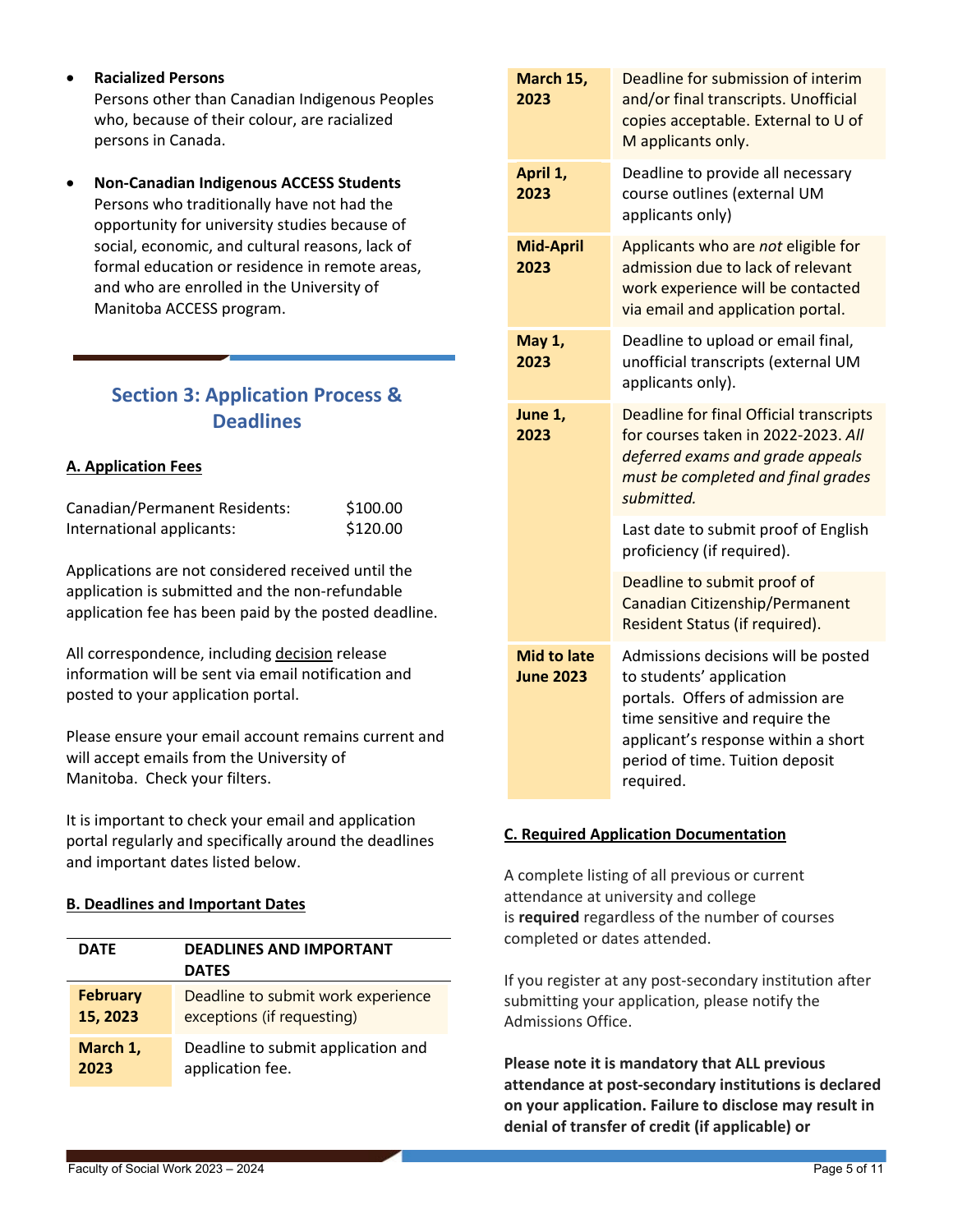- **Racialized Persons**
  Persons other than Canadian Indigenous Peoples who, because of their colour, are racialized persons in Canada.

- **Non-Canadian Indigenous ACCESS Students**
  Persons who traditionally have not had the opportunity for university studies because of social, economic, and cultural reasons, lack of formal education or residence in remote areas, and who are enrolled in the University of Manitoba ACCESS program.

## Section 3: Application Process & Deadlines

### A. Application Fees

| | |
|---|---|
| Canadian/Permanent Residents: | $100.00 |
| International applicants: | $120.00 |

Applications are not considered received until the application is submitted and the non-refundable application fee has been paid by the posted deadline.

All correspondence, including decision release information will be sent via email notification and posted to your application portal.

Please ensure your email account remains current and will accept emails from the University of Manitoba. Check your filters.

It is important to check your email and application portal regularly and specifically around the deadlines and important dates listed below.

### B. Deadlines and Important Dates

| DATE | DEADLINES AND IMPORTANT DATES |
|---|---|
| **February 15, 2023** | Deadline to submit work experience exceptions (if requesting) |
| **March 1, 2023** | Deadline to submit application and application fee. |
| **March 15, 2023** | Deadline for submission of interim and/or final transcripts. Unofficial copies acceptable. External to U of M applicants only. |
| **April 1, 2023** | Deadline to provide all necessary course outlines (external UM applicants only) |
| **Mid-April 2023** | Applicants who are *not* eligible for admission due to lack of relevant work experience will be contacted via email and application portal. |
| **May 1, 2023** | Deadline to upload or email final, unofficial transcripts (external UM applicants only). |
| **June 1, 2023** | Deadline for final Official transcripts for courses taken in 2022-2023. *All deferred exams and grade appeals must be completed and final grades submitted.* |
| | Last date to submit proof of English proficiency (if required). |
| | Deadline to submit proof of Canadian Citizenship/Permanent Resident Status (if required). |
| **Mid to late June 2023** | Admissions decisions will be posted to students' application portals. Offers of admission are time sensitive and require the applicant's response within a short period of time. Tuition deposit required. |

### C. Required Application Documentation

A complete listing of all previous or current attendance at university and college is **required** regardless of the number of courses completed or dates attended.

If you register at any post-secondary institution after submitting your application, please notify the Admissions Office.

**Please note it is mandatory that ALL previous attendance at post-secondary institutions is declared on your application. Failure to disclose may result in denial of transfer of credit (if applicable) or**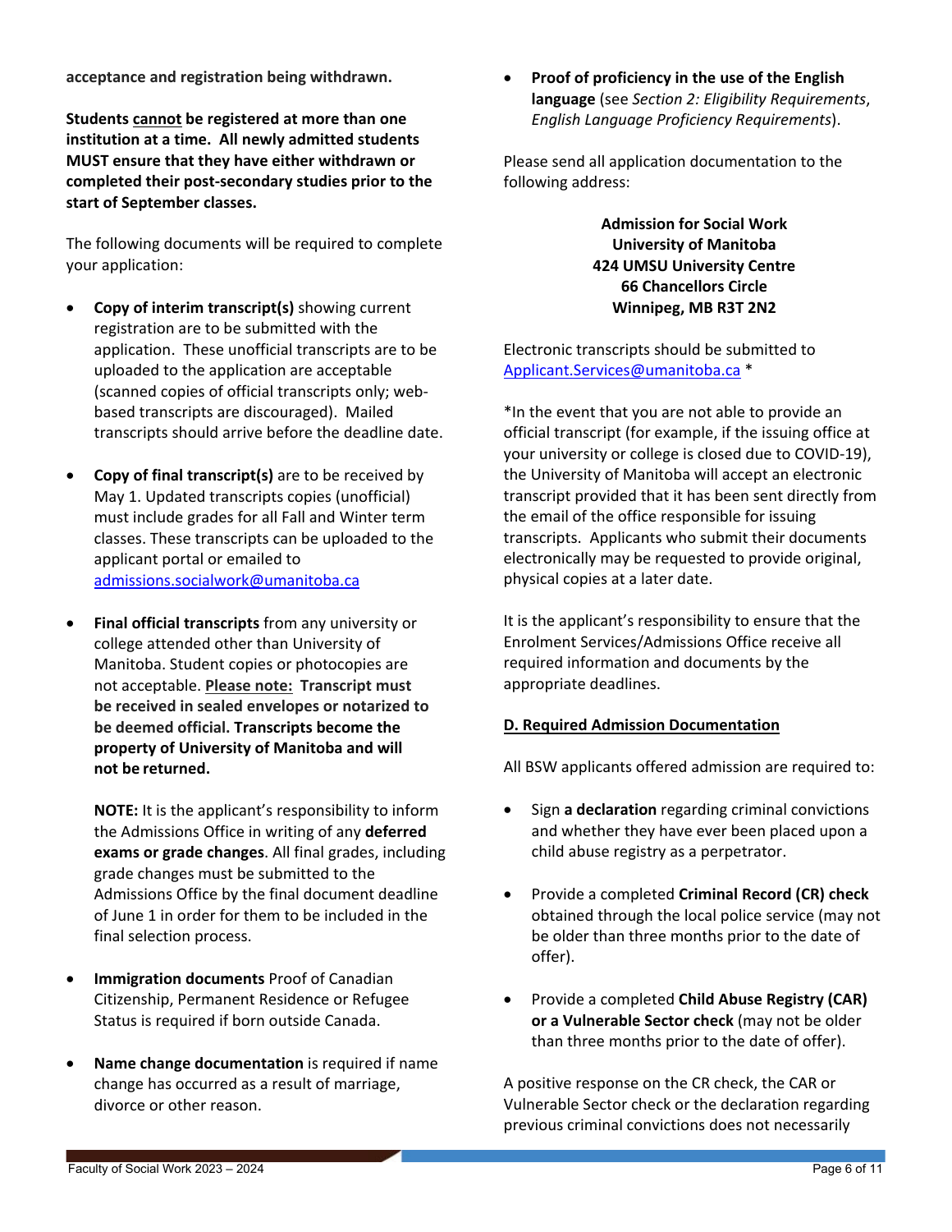**acceptance and registration being withdrawn.**

**Students cannot be registered at more than one institution at a time. All newly admitted students MUST ensure that they have either withdrawn or completed their post-secondary studies prior to the start of September classes.**

The following documents will be required to complete your application:

- **Copy of interim transcript(s)** showing current registration are to be submitted with the application. These unofficial transcripts are to be uploaded to the application are acceptable (scanned copies of official transcripts only; web-based transcripts are discouraged). Mailed transcripts should arrive before the deadline date.

- **Copy of final transcript(s)** are to be received by May 1. Updated transcripts copies (unofficial) must include grades for all Fall and Winter term classes. These transcripts can be uploaded to the applicant portal or emailed to admissions.socialwork@umanitoba.ca

- **Final official transcripts** from any university or college attended other than University of Manitoba. Student copies or photocopies are not acceptable. **Please note: Transcript must be received in sealed envelopes or notarized to be deemed official. Transcripts become the property of University of Manitoba and will not be returned.**

  **NOTE:** It is the applicant's responsibility to inform the Admissions Office in writing of any **deferred exams or grade changes**. All final grades, including grade changes must be submitted to the Admissions Office by the final document deadline of June 1 in order for them to be included in the final selection process.

- **Immigration documents** Proof of Canadian Citizenship, Permanent Residence or Refugee Status is required if born outside Canada.

- **Name change documentation** is required if name change has occurred as a result of marriage, divorce or other reason.

- **Proof of proficiency in the use of the English language** (see *Section 2: Eligibility Requirements*, *English Language Proficiency Requirements*).

Please send all application documentation to the following address:

**Admission for Social Work**
**University of Manitoba**
**424 UMSU University Centre**
**66 Chancellors Circle**
**Winnipeg, MB R3T 2N2**

Electronic transcripts should be submitted to Applicant.Services@umanitoba.ca *

*In the event that you are not able to provide an official transcript (for example, if the issuing office at your university or college is closed due to COVID-19), the University of Manitoba will accept an electronic transcript provided that it has been sent directly from the email of the office responsible for issuing transcripts. Applicants who submit their documents electronically may be requested to provide original, physical copies at a later date.

It is the applicant's responsibility to ensure that the Enrolment Services/Admissions Office receive all required information and documents by the appropriate deadlines.

**D. Required Admission Documentation**

All BSW applicants offered admission are required to:

- Sign **a declaration** regarding criminal convictions and whether they have ever been placed upon a child abuse registry as a perpetrator.

- Provide a completed **Criminal Record (CR) check** obtained through the local police service (may not be older than three months prior to the date of offer).

- Provide a completed **Child Abuse Registry (CAR) or a Vulnerable Sector check** (may not be older than three months prior to the date of offer).

A positive response on the CR check, the CAR or Vulnerable Sector check or the declaration regarding previous criminal convictions does not necessarily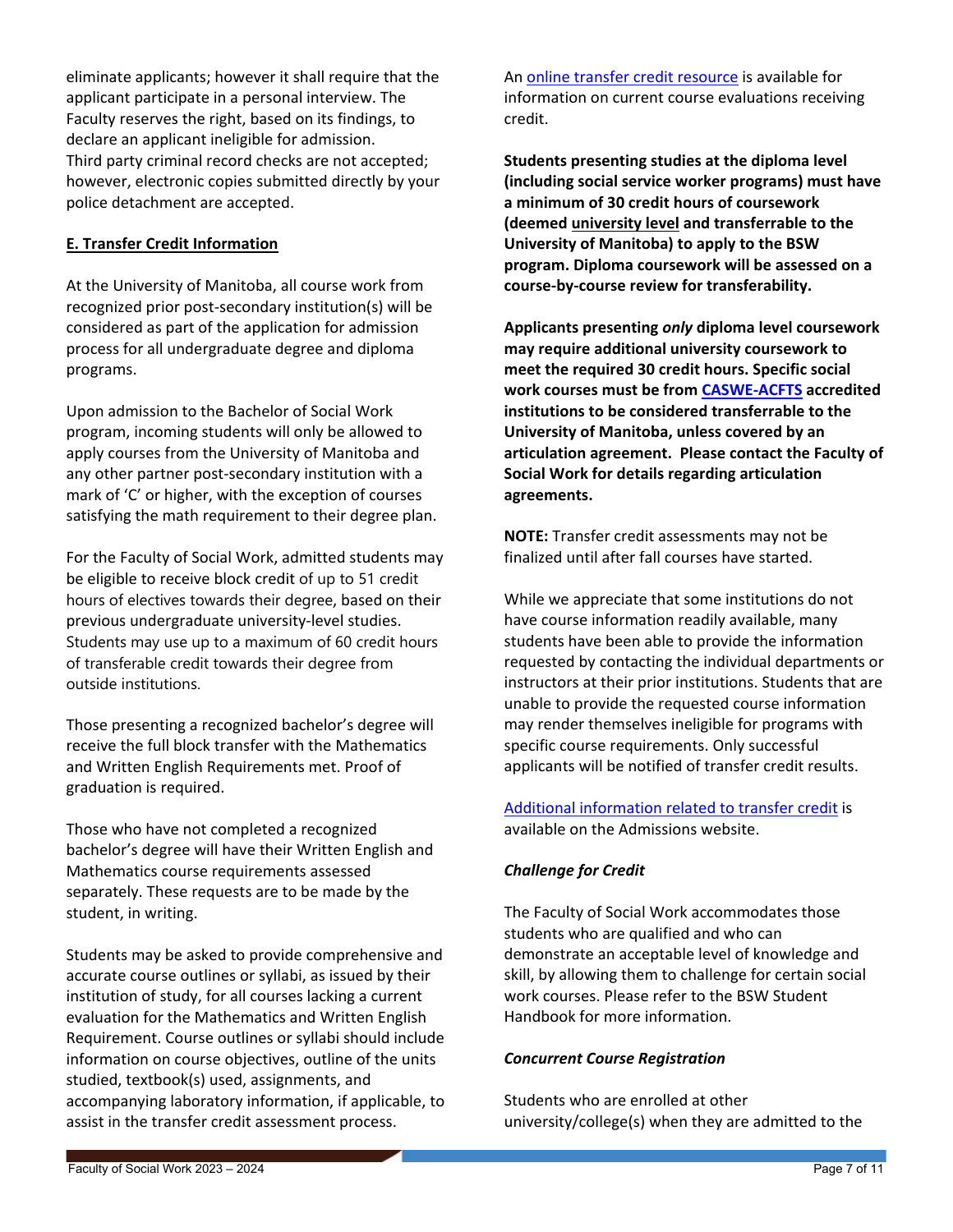eliminate applicants; however it shall require that the applicant participate in a personal interview. The Faculty reserves the right, based on its findings, to declare an applicant ineligible for admission. Third party criminal record checks are not accepted; however, electronic copies submitted directly by your police detachment are accepted.

## E. Transfer Credit Information

At the University of Manitoba, all course work from recognized prior post-secondary institution(s) will be considered as part of the application for admission process for all undergraduate degree and diploma programs.

Upon admission to the Bachelor of Social Work program, incoming students will only be allowed to apply courses from the University of Manitoba and any other partner post-secondary institution with a mark of 'C' or higher, with the exception of courses satisfying the math requirement to their degree plan.

For the Faculty of Social Work, admitted students may be eligible to receive block credit of up to 51 credit hours of electives towards their degree, based on their previous undergraduate university-level studies. Students may use up to a maximum of 60 credit hours of transferable credit towards their degree from outside institutions.

Those presenting a recognized bachelor's degree will receive the full block transfer with the Mathematics and Written English Requirements met. Proof of graduation is required.

Those who have not completed a recognized bachelor's degree will have their Written English and Mathematics course requirements assessed separately. These requests are to be made by the student, in writing.

Students may be asked to provide comprehensive and accurate course outlines or syllabi, as issued by their institution of study, for all courses lacking a current evaluation for the Mathematics and Written English Requirement. Course outlines or syllabi should include information on course objectives, outline of the units studied, textbook(s) used, assignments, and accompanying laboratory information, if applicable, to assist in the transfer credit assessment process.

An online transfer credit resource is available for information on current course evaluations receiving credit.

**Students presenting studies at the diploma level (including social service worker programs) must have a minimum of 30 credit hours of coursework (deemed university level and transferrable to the University of Manitoba) to apply to the BSW program. Diploma coursework will be assessed on a course-by-course review for transferability.**

**Applicants presenting *only* diploma level coursework may require additional university coursework to meet the required 30 credit hours. Specific social work courses must be from CASWE-ACFTS accredited institutions to be considered transferrable to the University of Manitoba, unless covered by an articulation agreement. Please contact the Faculty of Social Work for details regarding articulation agreements.**

**NOTE:** Transfer credit assessments may not be finalized until after fall courses have started.

While we appreciate that some institutions do not have course information readily available, many students have been able to provide the information requested by contacting the individual departments or instructors at their prior institutions. Students that are unable to provide the requested course information may render themselves ineligible for programs with specific course requirements. Only successful applicants will be notified of transfer credit results.

Additional information related to transfer credit is available on the Admissions website.

### *Challenge for Credit*

The Faculty of Social Work accommodates those students who are qualified and who can demonstrate an acceptable level of knowledge and skill, by allowing them to challenge for certain social work courses. Please refer to the BSW Student Handbook for more information.

### *Concurrent Course Registration*

Students who are enrolled at other university/college(s) when they are admitted to the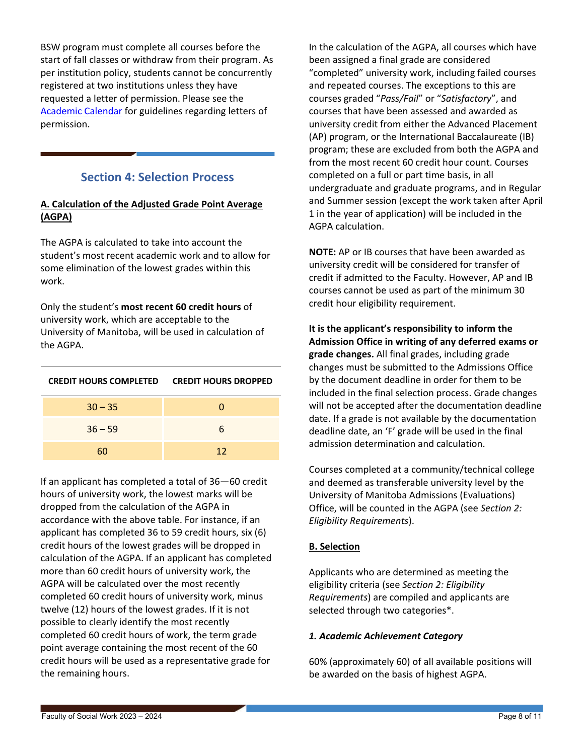BSW program must complete all courses before the start of fall classes or withdraw from their program. As per institution policy, students cannot be concurrently registered at two institutions unless they have requested a letter of permission. Please see the [Academic Calendar](Academic Calendar) for guidelines regarding letters of permission.

## Section 4: Selection Process

### A. Calculation of the Adjusted Grade Point Average (AGPA)

The AGPA is calculated to take into account the student's most recent academic work and to allow for some elimination of the lowest grades within this work.

Only the student's **most recent 60 credit hours** of university work, which are acceptable to the University of Manitoba, will be used in calculation of the AGPA.

| CREDIT HOURS COMPLETED | CREDIT HOURS DROPPED |
|---|---|
| 30 – 35 | 0 |
| 36 – 59 | 6 |
| 60 | 12 |

If an applicant has completed a total of 36—60 credit hours of university work, the lowest marks will be dropped from the calculation of the AGPA in accordance with the above table. For instance, if an applicant has completed 36 to 59 credit hours, six (6) credit hours of the lowest grades will be dropped in calculation of the AGPA. If an applicant has completed more than 60 credit hours of university work, the AGPA will be calculated over the most recently completed 60 credit hours of university work, minus twelve (12) hours of the lowest grades. If it is not possible to clearly identify the most recently completed 60 credit hours of work, the term grade point average containing the most recent of the 60 credit hours will be used as a representative grade for the remaining hours.

In the calculation of the AGPA, all courses which have been assigned a final grade are considered "completed" university work, including failed courses and repeated courses. The exceptions to this are courses graded "*Pass/Fail*" or "*Satisfactory*", and courses that have been assessed and awarded as university credit from either the Advanced Placement (AP) program, or the International Baccalaureate (IB) program; these are excluded from both the AGPA and from the most recent 60 credit hour count. Courses completed on a full or part time basis, in all undergraduate and graduate programs, and in Regular and Summer session (except the work taken after April 1 in the year of application) will be included in the AGPA calculation.

**NOTE:** AP or IB courses that have been awarded as university credit will be considered for transfer of credit if admitted to the Faculty. However, AP and IB courses cannot be used as part of the minimum 30 credit hour eligibility requirement.

**It is the applicant's responsibility to inform the Admission Office in writing of any deferred exams or grade changes.** All final grades, including grade changes must be submitted to the Admissions Office by the document deadline in order for them to be included in the final selection process. Grade changes will not be accepted after the documentation deadline date. If a grade is not available by the documentation deadline date, an 'F' grade will be used in the final admission determination and calculation.

Courses completed at a community/technical college and deemed as transferable university level by the University of Manitoba Admissions (Evaluations) Office, will be counted in the AGPA (see *Section 2: Eligibility Requirements*).

### B. Selection

Applicants who are determined as meeting the eligibility criteria (see *Section 2: Eligibility Requirements*) are compiled and applicants are selected through two categories*.

#### *1. Academic Achievement Category*

60% (approximately 60) of all available positions will be awarded on the basis of highest AGPA.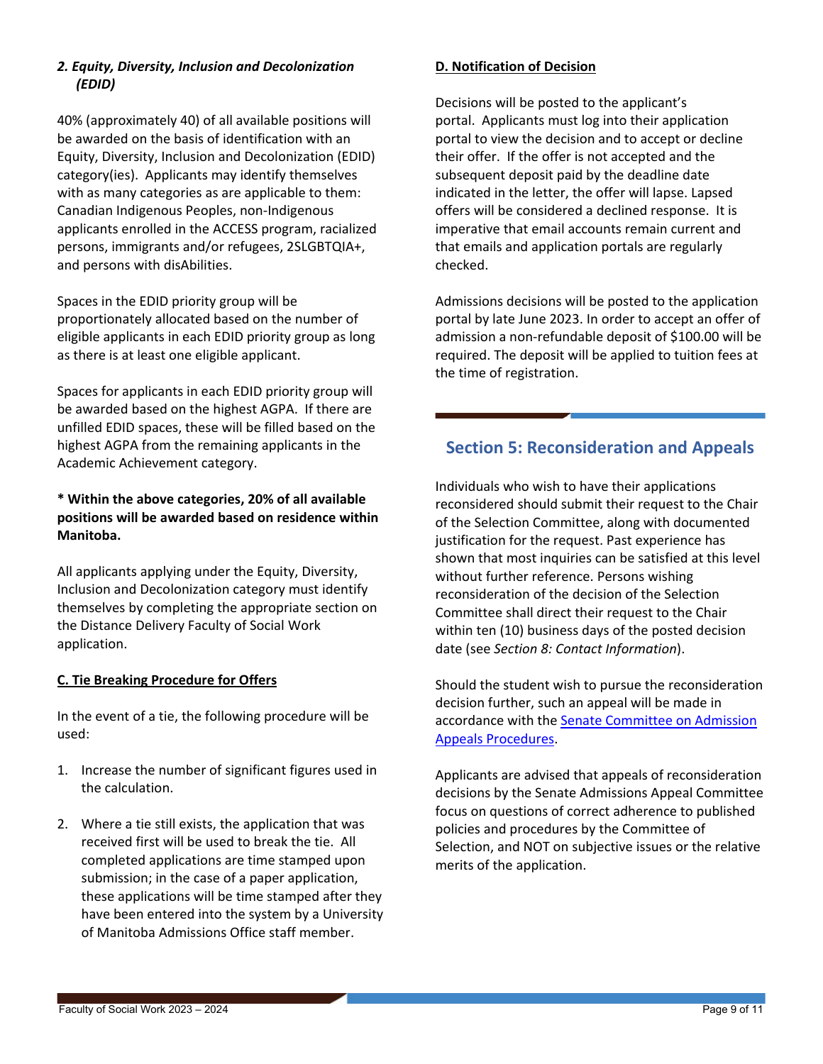### *2. Equity, Diversity, Inclusion and Decolonization (EDID)*

40% (approximately 40) of all available positions will be awarded on the basis of identification with an Equity, Diversity, Inclusion and Decolonization (EDID) category(ies). Applicants may identify themselves with as many categories as are applicable to them: Canadian Indigenous Peoples, non-Indigenous applicants enrolled in the ACCESS program, racialized persons, immigrants and/or refugees, 2SLGBTQIA+, and persons with disAbilities.

Spaces in the EDID priority group will be proportionately allocated based on the number of eligible applicants in each EDID priority group as long as there is at least one eligible applicant.

Spaces for applicants in each EDID priority group will be awarded based on the highest AGPA. If there are unfilled EDID spaces, these will be filled based on the highest AGPA from the remaining applicants in the Academic Achievement category.

**\* Within the above categories, 20% of all available positions will be awarded based on residence within Manitoba.**

All applicants applying under the Equity, Diversity, Inclusion and Decolonization category must identify themselves by completing the appropriate section on the Distance Delivery Faculty of Social Work application.

### C. Tie Breaking Procedure for Offers

In the event of a tie, the following procedure will be used:

1. Increase the number of significant figures used in the calculation.
2. Where a tie still exists, the application that was received first will be used to break the tie. All completed applications are time stamped upon submission; in the case of a paper application, these applications will be time stamped after they have been entered into the system by a University of Manitoba Admissions Office staff member.

### D. Notification of Decision

Decisions will be posted to the applicant's portal. Applicants must log into their application portal to view the decision and to accept or decline their offer. If the offer is not accepted and the subsequent deposit paid by the deadline date indicated in the letter, the offer will lapse. Lapsed offers will be considered a declined response. It is imperative that email accounts remain current and that emails and application portals are regularly checked.

Admissions decisions will be posted to the application portal by late June 2023. In order to accept an offer of admission a non-refundable deposit of $100.00 will be required. The deposit will be applied to tuition fees at the time of registration.

## Section 5: Reconsideration and Appeals

Individuals who wish to have their applications reconsidered should submit their request to the Chair of the Selection Committee, along with documented justification for the request. Past experience has shown that most inquiries can be satisfied at this level without further reference. Persons wishing reconsideration of the decision of the Selection Committee shall direct their request to the Chair within ten (10) business days of the posted decision date (see *Section 8: Contact Information*).

Should the student wish to pursue the reconsideration decision further, such an appeal will be made in accordance with the Senate Committee on Admission Appeals Procedures.

Applicants are advised that appeals of reconsideration decisions by the Senate Admissions Appeal Committee focus on questions of correct adherence to published policies and procedures by the Committee of Selection, and NOT on subjective issues or the relative merits of the application.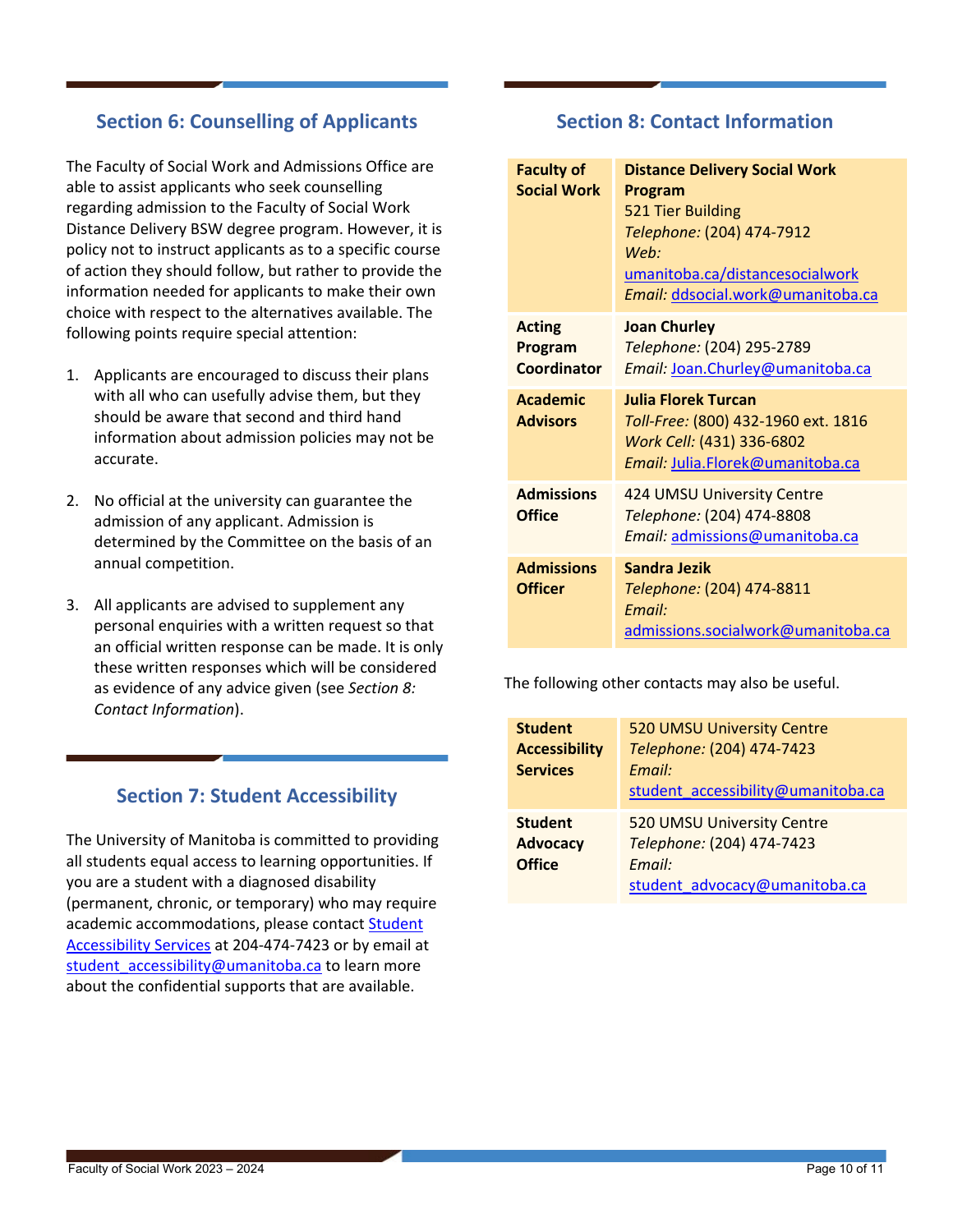## Section 6: Counselling of Applicants

The Faculty of Social Work and Admissions Office are able to assist applicants who seek counselling regarding admission to the Faculty of Social Work Distance Delivery BSW degree program. However, it is policy not to instruct applicants as to a specific course of action they should follow, but rather to provide the information needed for applicants to make their own choice with respect to the alternatives available. The following points require special attention:

1. Applicants are encouraged to discuss their plans with all who can usefully advise them, but they should be aware that second and third hand information about admission policies may not be accurate.

2. No official at the university can guarantee the admission of any applicant. Admission is determined by the Committee on the basis of an annual competition.

3. All applicants are advised to supplement any personal enquiries with a written request so that an official written response can be made. It is only these written responses which will be considered as evidence of any advice given (see *Section 8: Contact Information*).

## Section 7: Student Accessibility

The University of Manitoba is committed to providing all students equal access to learning opportunities. If you are a student with a diagnosed disability (permanent, chronic, or temporary) who may require academic accommodations, please contact Student Accessibility Services at 204-474-7423 or by email at student_accessibility@umanitoba.ca to learn more about the confidential supports that are available.

## Section 8: Contact Information

| | |
|---|---|
| **Faculty of Social Work** | **Distance Delivery Social Work Program**<br>521 Tier Building<br>*Telephone:* (204) 474-7912<br>*Web:* umanitoba.ca/distancesocialwork<br>*Email:* ddsocial.work@umanitoba.ca |
| **Acting Program Coordinator** | **Joan Churley**<br>*Telephone:* (204) 295-2789<br>*Email:* Joan.Churley@umanitoba.ca |
| **Academic Advisors** | **Julia Florek Turcan**<br>*Toll-Free:* (800) 432-1960 ext. 1816<br>*Work Cell:* (431) 336-6802<br>*Email:* Julia.Florek@umanitoba.ca |
| **Admissions Office** | 424 UMSU University Centre<br>*Telephone:* (204) 474-8808<br>*Email:* admissions@umanitoba.ca |
| **Admissions Officer** | **Sandra Jezik**<br>*Telephone:* (204) 474-8811<br>*Email:* admissions.socialwork@umanitoba.ca |

The following other contacts may also be useful.

| | |
|---|---|
| **Student Accessibility Services** | 520 UMSU University Centre<br>*Telephone:* (204) 474-7423<br>*Email:* student_accessibility@umanitoba.ca |
| **Student Advocacy Office** | 520 UMSU University Centre<br>*Telephone:* (204) 474-7423<br>*Email:* student_advocacy@umanitoba.ca |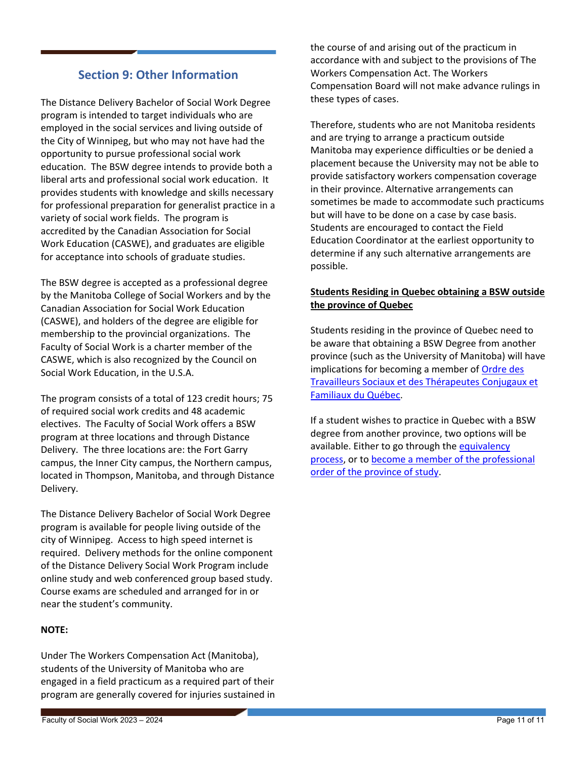## Section 9: Other Information

The Distance Delivery Bachelor of Social Work Degree program is intended to target individuals who are employed in the social services and living outside of the City of Winnipeg, but who may not have had the opportunity to pursue professional social work education. The BSW degree intends to provide both a liberal arts and professional social work education. It provides students with knowledge and skills necessary for professional preparation for generalist practice in a variety of social work fields. The program is accredited by the Canadian Association for Social Work Education (CASWE), and graduates are eligible for acceptance into schools of graduate studies.

The BSW degree is accepted as a professional degree by the Manitoba College of Social Workers and by the Canadian Association for Social Work Education (CASWE), and holders of the degree are eligible for membership to the provincial organizations. The Faculty of Social Work is a charter member of the CASWE, which is also recognized by the Council on Social Work Education, in the U.S.A.

The program consists of a total of 123 credit hours; 75 of required social work credits and 48 academic electives. The Faculty of Social Work offers a BSW program at three locations and through Distance Delivery. The three locations are: the Fort Garry campus, the Inner City campus, the Northern campus, located in Thompson, Manitoba, and through Distance Delivery.

The Distance Delivery Bachelor of Social Work Degree program is available for people living outside of the city of Winnipeg. Access to high speed internet is required. Delivery methods for the online component of the Distance Delivery Social Work Program include online study and web conferenced group based study. Course exams are scheduled and arranged for in or near the student's community.

**NOTE:**

Under The Workers Compensation Act (Manitoba), students of the University of Manitoba who are engaged in a field practicum as a required part of their program are generally covered for injuries sustained in the course of and arising out of the practicum in accordance with and subject to the provisions of The Workers Compensation Act. The Workers Compensation Board will not make advance rulings in these types of cases.

Therefore, students who are not Manitoba residents and are trying to arrange a practicum outside Manitoba may experience difficulties or be denied a placement because the University may not be able to provide satisfactory workers compensation coverage in their province. Alternative arrangements can sometimes be made to accommodate such practicums but will have to be done on a case by case basis. Students are encouraged to contact the Field Education Coordinator at the earliest opportunity to determine if any such alternative arrangements are possible.

**Students Residing in Quebec obtaining a BSW outside the province of Quebec**

Students residing in the province of Quebec need to be aware that obtaining a BSW Degree from another province (such as the University of Manitoba) will have implications for becoming a member of Ordre des Travailleurs Sociaux et des Thérapeutes Conjugaux et Familiaux du Québec.

If a student wishes to practice in Quebec with a BSW degree from another province, two options will be available. Either to go through the equivalency process, or to become a member of the professional order of the province of study.